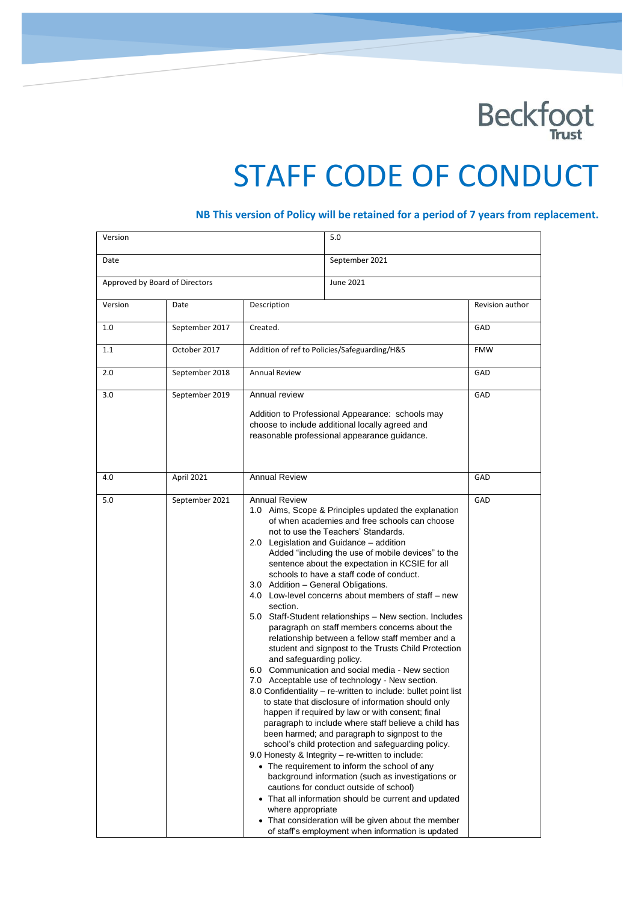Beckfoot Trust

# STAFF CODE OF CONDUCT

**NB This version of Policy will be retained for a period of 7 years from replacement.**

| Version | | | 5.0 | |
|---|---|---|---|---|
| Date | | | September 2021 | |
| Approved by Board of Directors | | | June 2021 | |
| Version | Date | Description | | Revision author |
| 1.0 | September 2017 | Created. | | GAD |
| 1.1 | October 2017 | Addition of ref to Policies/Safeguarding/H&S | | FMW |
| 2.0 | September 2018 | Annual Review | | GAD |
| 3.0 | September 2019 | Annual review<br><br>Addition to Professional Appearance: schools may choose to include additional locally agreed and reasonable professional appearance guidance. | | GAD |
| 4.0 | April 2021 | Annual Review | | GAD |
| 5.0 | September 2021 | Annual Review<br>1.0 Aims, Scope & Principles updated the explanation of when academies and free schools can choose not to use the Teachers' Standards.<br>2.0 Legislation and Guidance – addition Added "including the use of mobile devices" to the sentence about the expectation in KCSIE for all schools to have a staff code of conduct.<br>3.0 Addition – General Obligations.<br>4.0 Low-level concerns about members of staff – new section.<br>5.0 Staff-Student relationships – New section. Includes paragraph on staff members concerns about the relationship between a fellow staff member and a student and signpost to the Trusts Child Protection and safeguarding policy.<br>6.0 Communication and social media - New section<br>7.0 Acceptable use of technology - New section.<br>8.0 Confidentiality – re-written to include: bullet point list to state that disclosure of information should only happen if required by law or with consent; final paragraph to include where staff believe a child has been harmed; and paragraph to signpost to the school's child protection and safeguarding policy.<br>9.0 Honesty & Integrity – re-written to include:<br>• The requirement to inform the school of any background information (such as investigations or cautions for conduct outside of school)<br>• That all information should be current and updated where appropriate<br>• That consideration will be given about the member of staff's employment when information is updated | | GAD |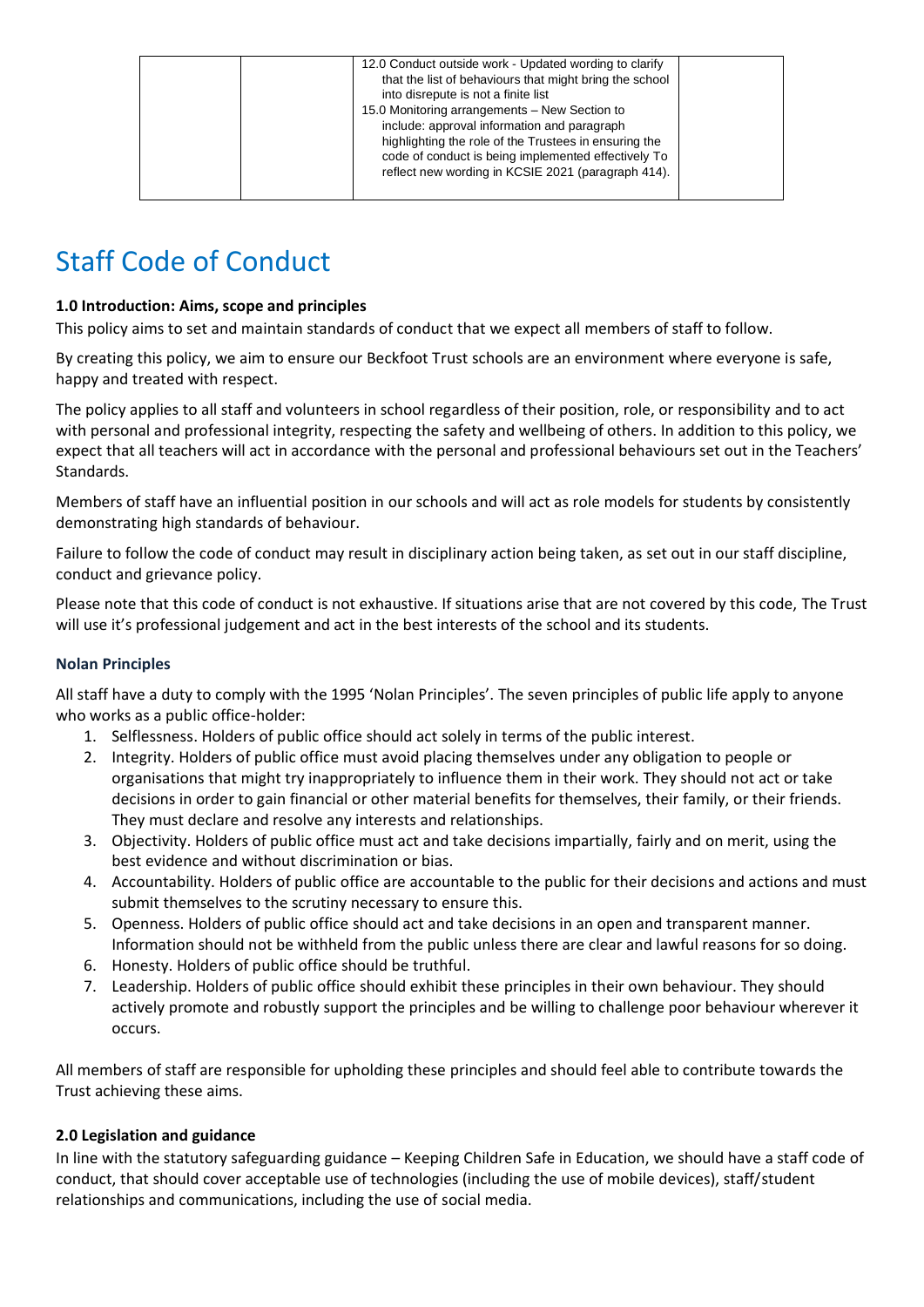|  |  | 12.0 Conduct outside work - Updated wording to clarify that the list of behaviours that might bring the school into disrepute is not a finite list<br>15.0 Monitoring arrangements – New Section to include: approval information and paragraph highlighting the role of the Trustees in ensuring the code of conduct is being implemented effectively To reflect new wording in KCSIE 2021 (paragraph 414). |  |
|---|---|---|---|

# Staff Code of Conduct

**1.0 Introduction: Aims, scope and principles**

This policy aims to set and maintain standards of conduct that we expect all members of staff to follow.

By creating this policy, we aim to ensure our Beckfoot Trust schools are an environment where everyone is safe, happy and treated with respect.

The policy applies to all staff and volunteers in school regardless of their position, role, or responsibility and to act with personal and professional integrity, respecting the safety and wellbeing of others. In addition to this policy, we expect that all teachers will act in accordance with the personal and professional behaviours set out in the Teachers' Standards.

Members of staff have an influential position in our schools and will act as role models for students by consistently demonstrating high standards of behaviour.

Failure to follow the code of conduct may result in disciplinary action being taken, as set out in our staff discipline, conduct and grievance policy.

Please note that this code of conduct is not exhaustive. If situations arise that are not covered by this code, The Trust will use it's professional judgement and act in the best interests of the school and its students.

### Nolan Principles

All staff have a duty to comply with the 1995 'Nolan Principles'. The seven principles of public life apply to anyone who works as a public office-holder:

1. Selflessness. Holders of public office should act solely in terms of the public interest.
2. Integrity. Holders of public office must avoid placing themselves under any obligation to people or organisations that might try inappropriately to influence them in their work. They should not act or take decisions in order to gain financial or other material benefits for themselves, their family, or their friends. They must declare and resolve any interests and relationships.
3. Objectivity. Holders of public office must act and take decisions impartially, fairly and on merit, using the best evidence and without discrimination or bias.
4. Accountability. Holders of public office are accountable to the public for their decisions and actions and must submit themselves to the scrutiny necessary to ensure this.
5. Openness. Holders of public office should act and take decisions in an open and transparent manner. Information should not be withheld from the public unless there are clear and lawful reasons for so doing.
6. Honesty. Holders of public office should be truthful.
7. Leadership. Holders of public office should exhibit these principles in their own behaviour. They should actively promote and robustly support the principles and be willing to challenge poor behaviour wherever it occurs.

All members of staff are responsible for upholding these principles and should feel able to contribute towards the Trust achieving these aims.

**2.0 Legislation and guidance**

In line with the statutory safeguarding guidance – Keeping Children Safe in Education, we should have a staff code of conduct, that should cover acceptable use of technologies (including the use of mobile devices), staff/student relationships and communications, including the use of social media.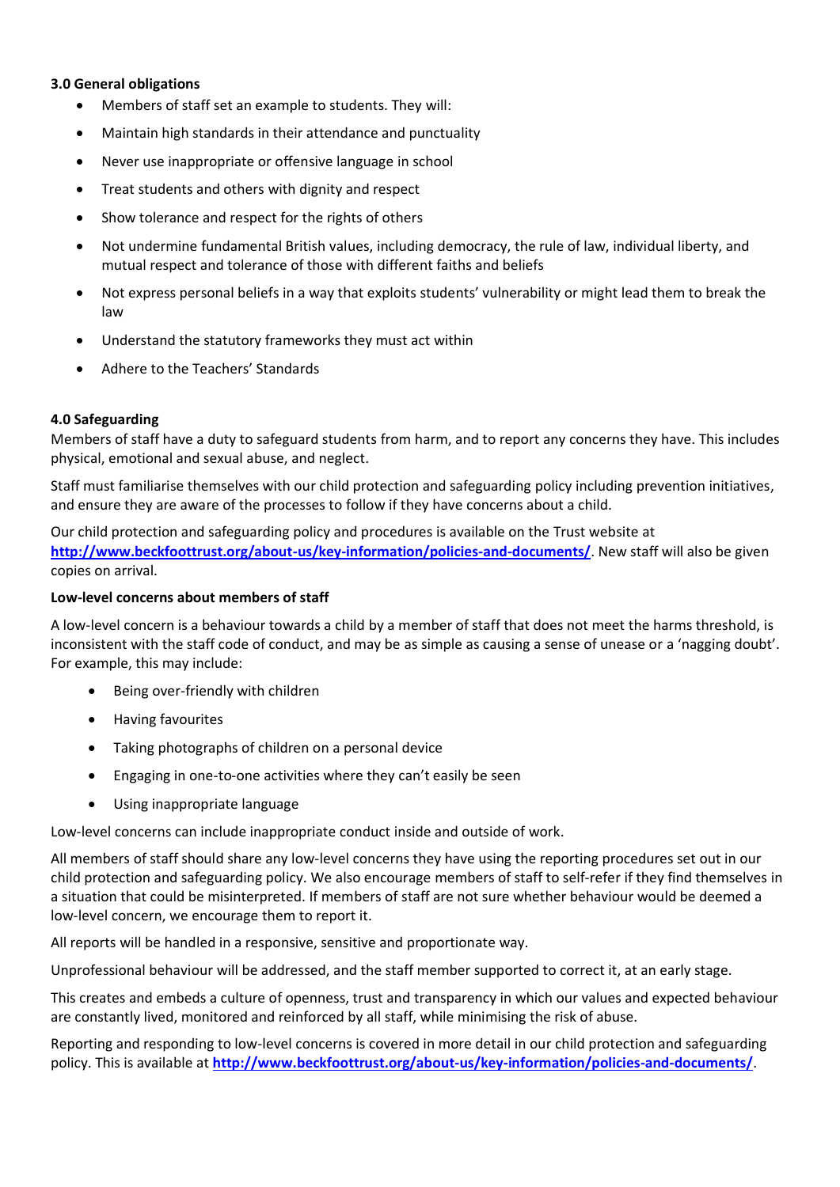### 3.0 General obligations

- Members of staff set an example to students. They will:
- Maintain high standards in their attendance and punctuality
- Never use inappropriate or offensive language in school
- Treat students and others with dignity and respect
- Show tolerance and respect for the rights of others
- Not undermine fundamental British values, including democracy, the rule of law, individual liberty, and mutual respect and tolerance of those with different faiths and beliefs
- Not express personal beliefs in a way that exploits students' vulnerability or might lead them to break the law
- Understand the statutory frameworks they must act within
- Adhere to the Teachers' Standards

### 4.0 Safeguarding

Members of staff have a duty to safeguard students from harm, and to report any concerns they have. This includes physical, emotional and sexual abuse, and neglect.

Staff must familiarise themselves with our child protection and safeguarding policy including prevention initiatives, and ensure they are aware of the processes to follow if they have concerns about a child.

Our child protection and safeguarding policy and procedures is available on the Trust website at **http://www.beckfoottrust.org/about-us/key-information/policies-and-documents/**. New staff will also be given copies on arrival.

**Low-level concerns about members of staff**

A low-level concern is a behaviour towards a child by a member of staff that does not meet the harms threshold, is inconsistent with the staff code of conduct, and may be as simple as causing a sense of unease or a 'nagging doubt'. For example, this may include:

- Being over-friendly with children
- Having favourites
- Taking photographs of children on a personal device
- Engaging in one-to-one activities where they can't easily be seen
- Using inappropriate language

Low-level concerns can include inappropriate conduct inside and outside of work.

All members of staff should share any low-level concerns they have using the reporting procedures set out in our child protection and safeguarding policy. We also encourage members of staff to self-refer if they find themselves in a situation that could be misinterpreted. If members of staff are not sure whether behaviour would be deemed a low-level concern, we encourage them to report it.

All reports will be handled in a responsive, sensitive and proportionate way.

Unprofessional behaviour will be addressed, and the staff member supported to correct it, at an early stage.

This creates and embeds a culture of openness, trust and transparency in which our values and expected behaviour are constantly lived, monitored and reinforced by all staff, while minimising the risk of abuse.

Reporting and responding to low-level concerns is covered in more detail in our child protection and safeguarding policy. This is available at **http://www.beckfoottrust.org/about-us/key-information/policies-and-documents/**.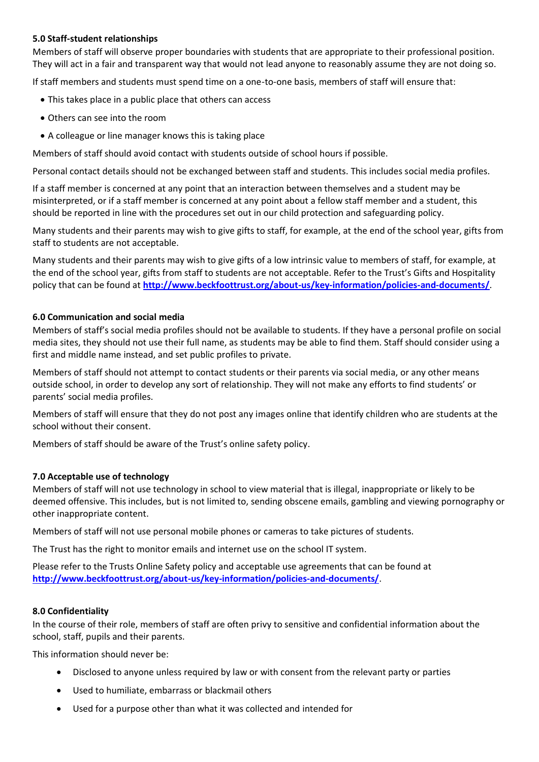**5.0 Staff-student relationships**

Members of staff will observe proper boundaries with students that are appropriate to their professional position. They will act in a fair and transparent way that would not lead anyone to reasonably assume they are not doing so.

If staff members and students must spend time on a one-to-one basis, members of staff will ensure that:

- This takes place in a public place that others can access
- Others can see into the room
- A colleague or line manager knows this is taking place

Members of staff should avoid contact with students outside of school hours if possible.

Personal contact details should not be exchanged between staff and students. This includes social media profiles.

If a staff member is concerned at any point that an interaction between themselves and a student may be misinterpreted, or if a staff member is concerned at any point about a fellow staff member and a student, this should be reported in line with the procedures set out in our child protection and safeguarding policy.

Many students and their parents may wish to give gifts to staff, for example, at the end of the school year, gifts from staff to students are not acceptable.

Many students and their parents may wish to give gifts of a low intrinsic value to members of staff, for example, at the end of the school year, gifts from staff to students are not acceptable. Refer to the Trust's Gifts and Hospitality policy that can be found at **http://www.beckfoottrust.org/about-us/key-information/policies-and-documents/**.

**6.0 Communication and social media**

Members of staff's social media profiles should not be available to students. If they have a personal profile on social media sites, they should not use their full name, as students may be able to find them. Staff should consider using a first and middle name instead, and set public profiles to private.

Members of staff should not attempt to contact students or their parents via social media, or any other means outside school, in order to develop any sort of relationship. They will not make any efforts to find students' or parents' social media profiles.

Members of staff will ensure that they do not post any images online that identify children who are students at the school without their consent.

Members of staff should be aware of the Trust's online safety policy.

**7.0 Acceptable use of technology**

Members of staff will not use technology in school to view material that is illegal, inappropriate or likely to be deemed offensive. This includes, but is not limited to, sending obscene emails, gambling and viewing pornography or other inappropriate content.

Members of staff will not use personal mobile phones or cameras to take pictures of students.

The Trust has the right to monitor emails and internet use on the school IT system.

Please refer to the Trusts Online Safety policy and acceptable use agreements that can be found at **http://www.beckfoottrust.org/about-us/key-information/policies-and-documents/**.

**8.0 Confidentiality**

In the course of their role, members of staff are often privy to sensitive and confidential information about the school, staff, pupils and their parents.

This information should never be:

- Disclosed to anyone unless required by law or with consent from the relevant party or parties
- Used to humiliate, embarrass or blackmail others
- Used for a purpose other than what it was collected and intended for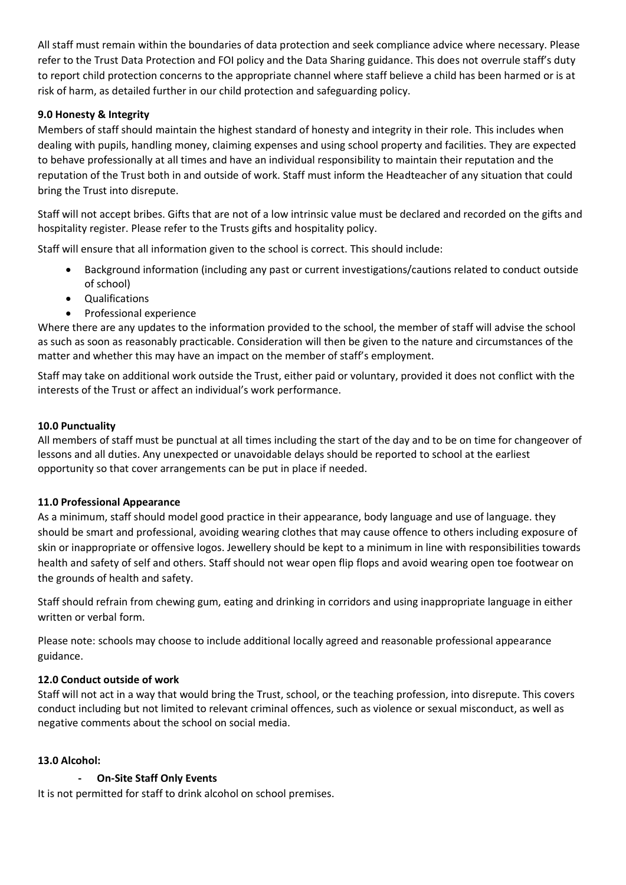All staff must remain within the boundaries of data protection and seek compliance advice where necessary. Please refer to the Trust Data Protection and FOI policy and the Data Sharing guidance. This does not overrule staff's duty to report child protection concerns to the appropriate channel where staff believe a child has been harmed or is at risk of harm, as detailed further in our child protection and safeguarding policy.

### 9.0 Honesty & Integrity

Members of staff should maintain the highest standard of honesty and integrity in their role. This includes when dealing with pupils, handling money, claiming expenses and using school property and facilities. They are expected to behave professionally at all times and have an individual responsibility to maintain their reputation and the reputation of the Trust both in and outside of work. Staff must inform the Headteacher of any situation that could bring the Trust into disrepute.

Staff will not accept bribes. Gifts that are not of a low intrinsic value must be declared and recorded on the gifts and hospitality register. Please refer to the Trusts gifts and hospitality policy.

Staff will ensure that all information given to the school is correct. This should include:

- Background information (including any past or current investigations/cautions related to conduct outside of school)
- Qualifications
- Professional experience

Where there are any updates to the information provided to the school, the member of staff will advise the school as such as soon as reasonably practicable. Consideration will then be given to the nature and circumstances of the matter and whether this may have an impact on the member of staff's employment.

Staff may take on additional work outside the Trust, either paid or voluntary, provided it does not conflict with the interests of the Trust or affect an individual's work performance.

### 10.0 Punctuality

All members of staff must be punctual at all times including the start of the day and to be on time for changeover of lessons and all duties. Any unexpected or unavoidable delays should be reported to school at the earliest opportunity so that cover arrangements can be put in place if needed.

### 11.0 Professional Appearance

As a minimum, staff should model good practice in their appearance, body language and use of language. they should be smart and professional, avoiding wearing clothes that may cause offence to others including exposure of skin or inappropriate or offensive logos. Jewellery should be kept to a minimum in line with responsibilities towards health and safety of self and others. Staff should not wear open flip flops and avoid wearing open toe footwear on the grounds of health and safety.

Staff should refrain from chewing gum, eating and drinking in corridors and using inappropriate language in either written or verbal form.

Please note: schools may choose to include additional locally agreed and reasonable professional appearance guidance.

### 12.0 Conduct outside of work

Staff will not act in a way that would bring the Trust, school, or the teaching profession, into disrepute. This covers conduct including but not limited to relevant criminal offences, such as violence or sexual misconduct, as well as negative comments about the school on social media.

### 13.0 Alcohol:

- **On-Site Staff Only Events**

It is not permitted for staff to drink alcohol on school premises.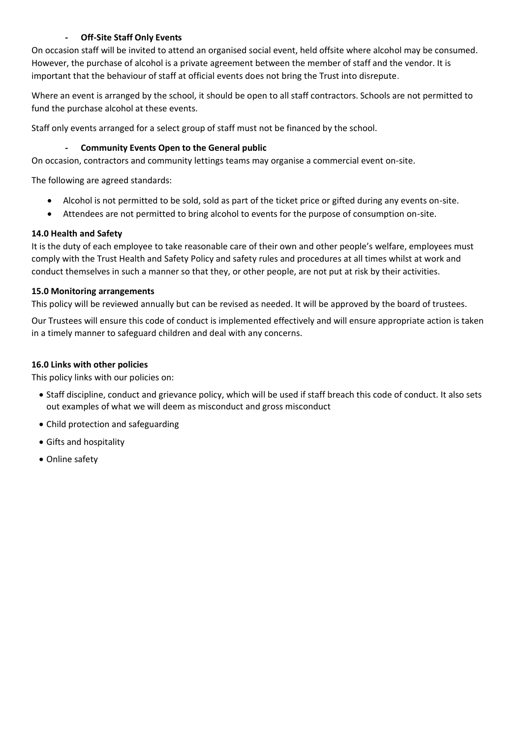- **Off-Site Staff Only Events**

On occasion staff will be invited to attend an organised social event, held offsite where alcohol may be consumed. However, the purchase of alcohol is a private agreement between the member of staff and the vendor. It is important that the behaviour of staff at official events does not bring the Trust into disrepute.

Where an event is arranged by the school, it should be open to all staff contractors. Schools are not permitted to fund the purchase alcohol at these events.

Staff only events arranged for a select group of staff must not be financed by the school.

- **Community Events Open to the General public**

On occasion, contractors and community lettings teams may organise a commercial event on-site.

The following are agreed standards:

- Alcohol is not permitted to be sold, sold as part of the ticket price or gifted during any events on-site.
- Attendees are not permitted to bring alcohol to events for the purpose of consumption on-site.

### 14.0 Health and Safety

It is the duty of each employee to take reasonable care of their own and other people's welfare, employees must comply with the Trust Health and Safety Policy and safety rules and procedures at all times whilst at work and conduct themselves in such a manner so that they, or other people, are not put at risk by their activities.

### 15.0 Monitoring arrangements

This policy will be reviewed annually but can be revised as needed. It will be approved by the board of trustees.

Our Trustees will ensure this code of conduct is implemented effectively and will ensure appropriate action is taken in a timely manner to safeguard children and deal with any concerns.

### 16.0 Links with other policies

This policy links with our policies on:

- Staff discipline, conduct and grievance policy, which will be used if staff breach this code of conduct. It also sets out examples of what we will deem as misconduct and gross misconduct
- Child protection and safeguarding
- Gifts and hospitality
- Online safety